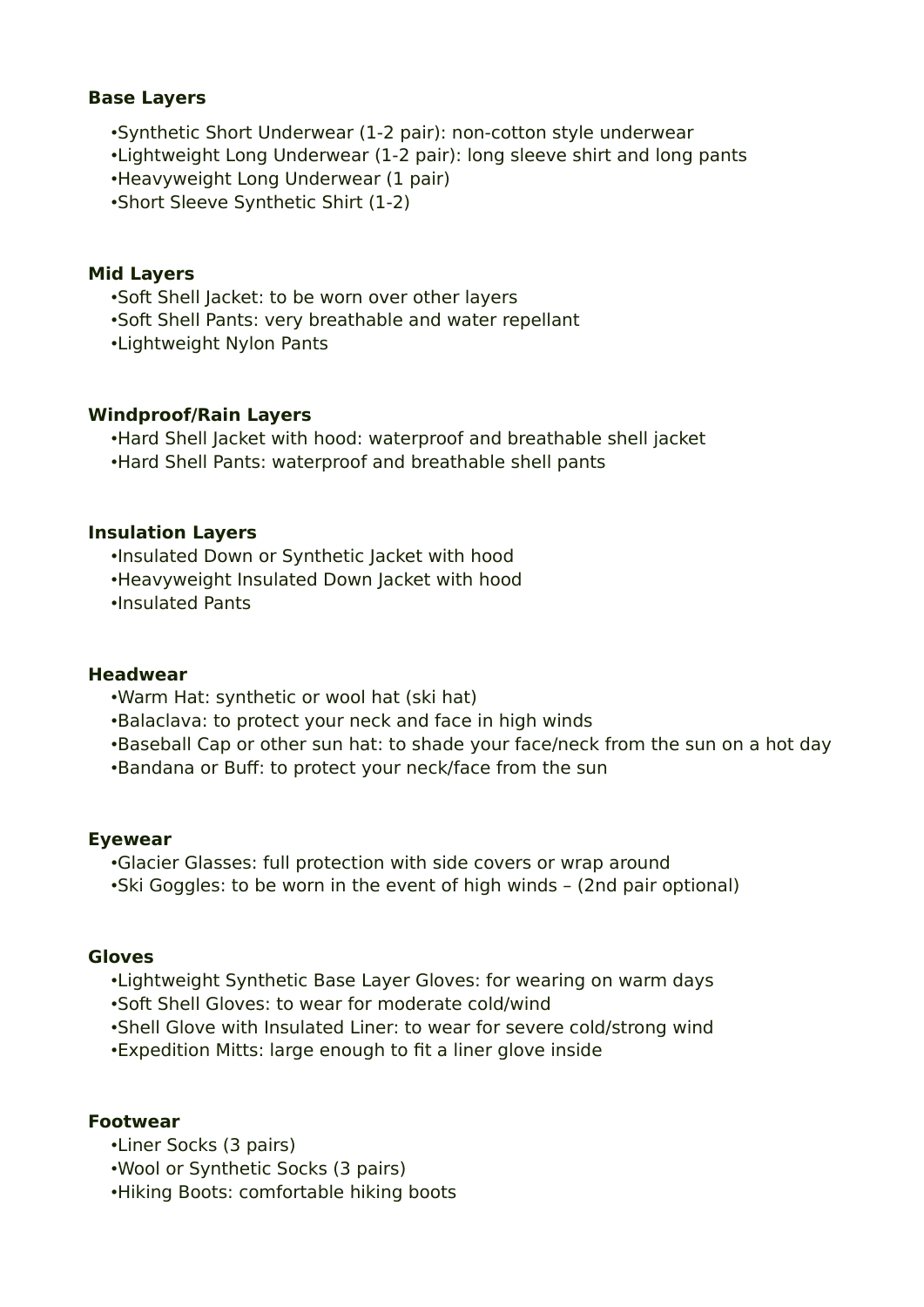**Base Layers**

- Synthetic Short Underwear (1-2 pair): non-cotton style underwear
- Lightweight Long Underwear (1-2 pair): long sleeve shirt and long pants
- Heavyweight Long Underwear (1 pair)
- Short Sleeve Synthetic Shirt (1-2)

**Mid Layers**

- Soft Shell Jacket: to be worn over other layers
- Soft Shell Pants: very breathable and water repellant
- Lightweight Nylon Pants

**Windproof/Rain Layers**

- Hard Shell Jacket with hood: waterproof and breathable shell jacket
- Hard Shell Pants: waterproof and breathable shell pants

**Insulation Layers**

- Insulated Down or Synthetic Jacket with hood
- Heavyweight Insulated Down Jacket with hood
- Insulated Pants

**Headwear**

- Warm Hat: synthetic or wool hat (ski hat)
- Balaclava: to protect your neck and face in high winds
- Baseball Cap or other sun hat: to shade your face/neck from the sun on a hot day
- Bandana or Buff: to protect your neck/face from the sun

**Eyewear**

- Glacier Glasses: full protection with side covers or wrap around
- Ski Goggles: to be worn in the event of high winds – (2nd pair optional)

**Gloves**

- Lightweight Synthetic Base Layer Gloves: for wearing on warm days
- Soft Shell Gloves: to wear for moderate cold/wind
- Shell Glove with Insulated Liner: to wear for severe cold/strong wind
- Expedition Mitts: large enough to fit a liner glove inside

**Footwear**

- Liner Socks (3 pairs)
- Wool or Synthetic Socks (3 pairs)
- Hiking Boots: comfortable hiking boots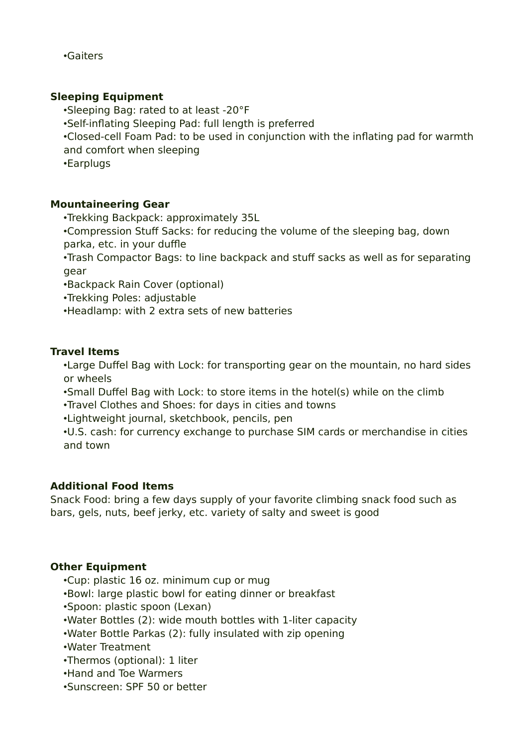- Gaiters

**Sleeping Equipment**

- Sleeping Bag: rated to at least -20°F
- Self-inflating Sleeping Pad: full length is preferred
- Closed-cell Foam Pad: to be used in conjunction with the inflating pad for warmth and comfort when sleeping
- Earplugs

**Mountaineering Gear**

- Trekking Backpack: approximately 35L
- Compression Stuff Sacks: for reducing the volume of the sleeping bag, down parka, etc. in your duffle
- Trash Compactor Bags: to line backpack and stuff sacks as well as for separating gear
- Backpack Rain Cover (optional)
- Trekking Poles: adjustable
- Headlamp: with 2 extra sets of new batteries

**Travel Items**

- Large Duffel Bag with Lock: for transporting gear on the mountain, no hard sides or wheels
- Small Duffel Bag with Lock: to store items in the hotel(s) while on the climb
- Travel Clothes and Shoes: for days in cities and towns
- Lightweight journal, sketchbook, pencils, pen
- U.S. cash: for currency exchange to purchase SIM cards or merchandise in cities and town

**Additional Food Items**

Snack Food: bring a few days supply of your favorite climbing snack food such as bars, gels, nuts, beef jerky, etc. variety of salty and sweet is good

**Other Equipment**

- Cup: plastic 16 oz. minimum cup or mug
- Bowl: large plastic bowl for eating dinner or breakfast
- Spoon: plastic spoon (Lexan)
- Water Bottles (2): wide mouth bottles with 1-liter capacity
- Water Bottle Parkas (2): fully insulated with zip opening
- Water Treatment
- Thermos (optional): 1 liter
- Hand and Toe Warmers
- Sunscreen: SPF 50 or better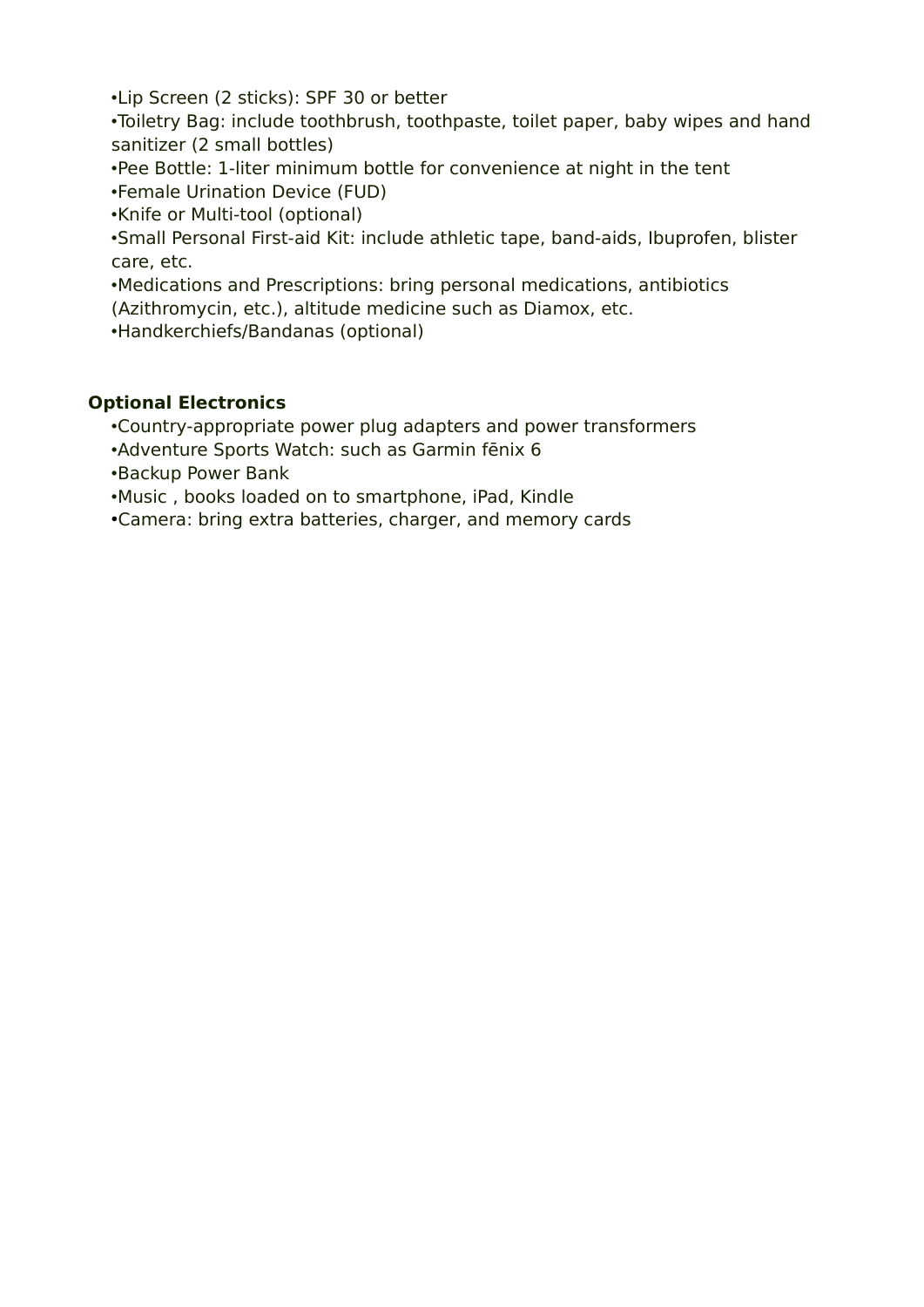- Lip Screen (2 sticks): SPF 30 or better
- Toiletry Bag: include toothbrush, toothpaste, toilet paper, baby wipes and hand sanitizer (2 small bottles)
- Pee Bottle: 1-liter minimum bottle for convenience at night in the tent
- Female Urination Device (FUD)
- Knife or Multi-tool (optional)
- Small Personal First-aid Kit: include athletic tape, band-aids, Ibuprofen, blister care, etc.
- Medications and Prescriptions: bring personal medications, antibiotics (Azithromycin, etc.), altitude medicine such as Diamox, etc.
- Handkerchiefs/Bandanas (optional)

**Optional Electronics**

- Country-appropriate power plug adapters and power transformers
- Adventure Sports Watch: such as Garmin fēnix 6
- Backup Power Bank
- Music , books loaded on to smartphone, iPad, Kindle
- Camera: bring extra batteries, charger, and memory cards